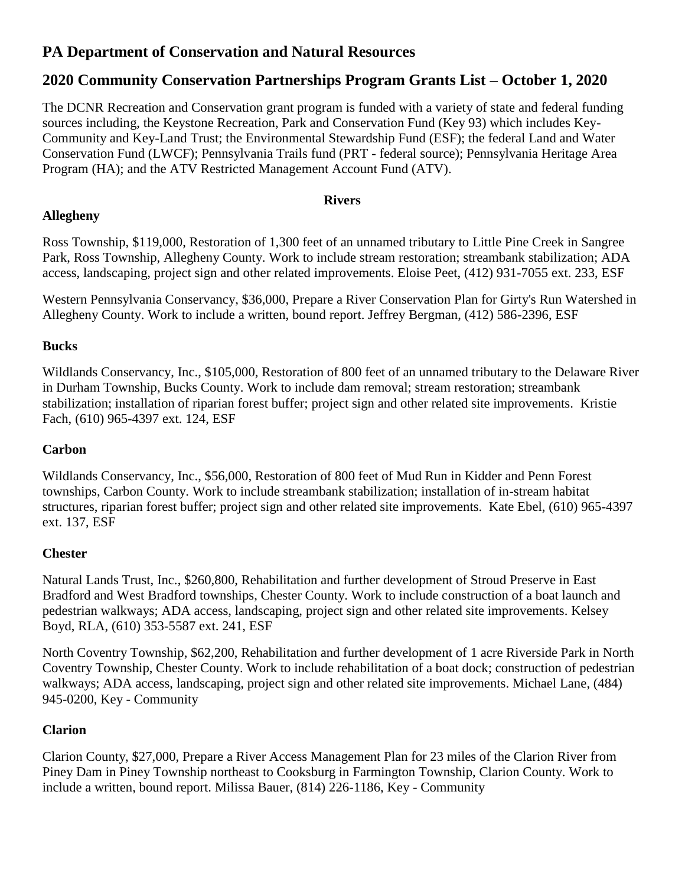## PA Department of Conservation and Natural Resources

## 2020 Community Conservation Partnerships Program Grants List – October 1, 2020

The DCNR Recreation and Conservation grant program is funded with a variety of state and federal funding sources including, the Keystone Recreation, Park and Conservation Fund (Key 93) which includes Key-Community and Key-Land Trust; the Environmental Stewardship Fund (ESF); the federal Land and Water Conservation Fund (LWCF); Pennsylvania Trails fund (PRT - federal source); Pennsylvania Heritage Area Program (HA); and the ATV Restricted Management Account Fund (ATV).

### Rivers

**Allegheny**

Ross Township, $119,000, Restoration of 1,300 feet of an unnamed tributary to Little Pine Creek in Sangree Park, Ross Township, Allegheny County. Work to include stream restoration; streambank stabilization; ADA access, landscaping, project sign and other related improvements. Eloise Peet, (412) 931-7055 ext. 233, ESF

Western Pennsylvania Conservancy, $36,000, Prepare a River Conservation Plan for Girty's Run Watershed in Allegheny County. Work to include a written, bound report. Jeffrey Bergman, (412) 586-2396, ESF

**Bucks**

Wildlands Conservancy, Inc., $105,000, Restoration of 800 feet of an unnamed tributary to the Delaware River in Durham Township, Bucks County. Work to include dam removal; stream restoration; streambank stabilization; installation of riparian forest buffer; project sign and other related site improvements. Kristie Fach, (610) 965-4397 ext. 124, ESF

**Carbon**

Wildlands Conservancy, Inc., $56,000, Restoration of 800 feet of Mud Run in Kidder and Penn Forest townships, Carbon County. Work to include streambank stabilization; installation of in-stream habitat structures, riparian forest buffer; project sign and other related site improvements. Kate Ebel, (610) 965-4397 ext. 137, ESF

**Chester**

Natural Lands Trust, Inc., $260,800, Rehabilitation and further development of Stroud Preserve in East Bradford and West Bradford townships, Chester County. Work to include construction of a boat launch and pedestrian walkways; ADA access, landscaping, project sign and other related site improvements. Kelsey Boyd, RLA, (610) 353-5587 ext. 241, ESF

North Coventry Township, $62,200, Rehabilitation and further development of 1 acre Riverside Park in North Coventry Township, Chester County. Work to include rehabilitation of a boat dock; construction of pedestrian walkways; ADA access, landscaping, project sign and other related site improvements. Michael Lane, (484) 945-0200, Key - Community

**Clarion**

Clarion County, $27,000, Prepare a River Access Management Plan for 23 miles of the Clarion River from Piney Dam in Piney Township northeast to Cooksburg in Farmington Township, Clarion County. Work to include a written, bound report. Milissa Bauer, (814) 226-1186, Key - Community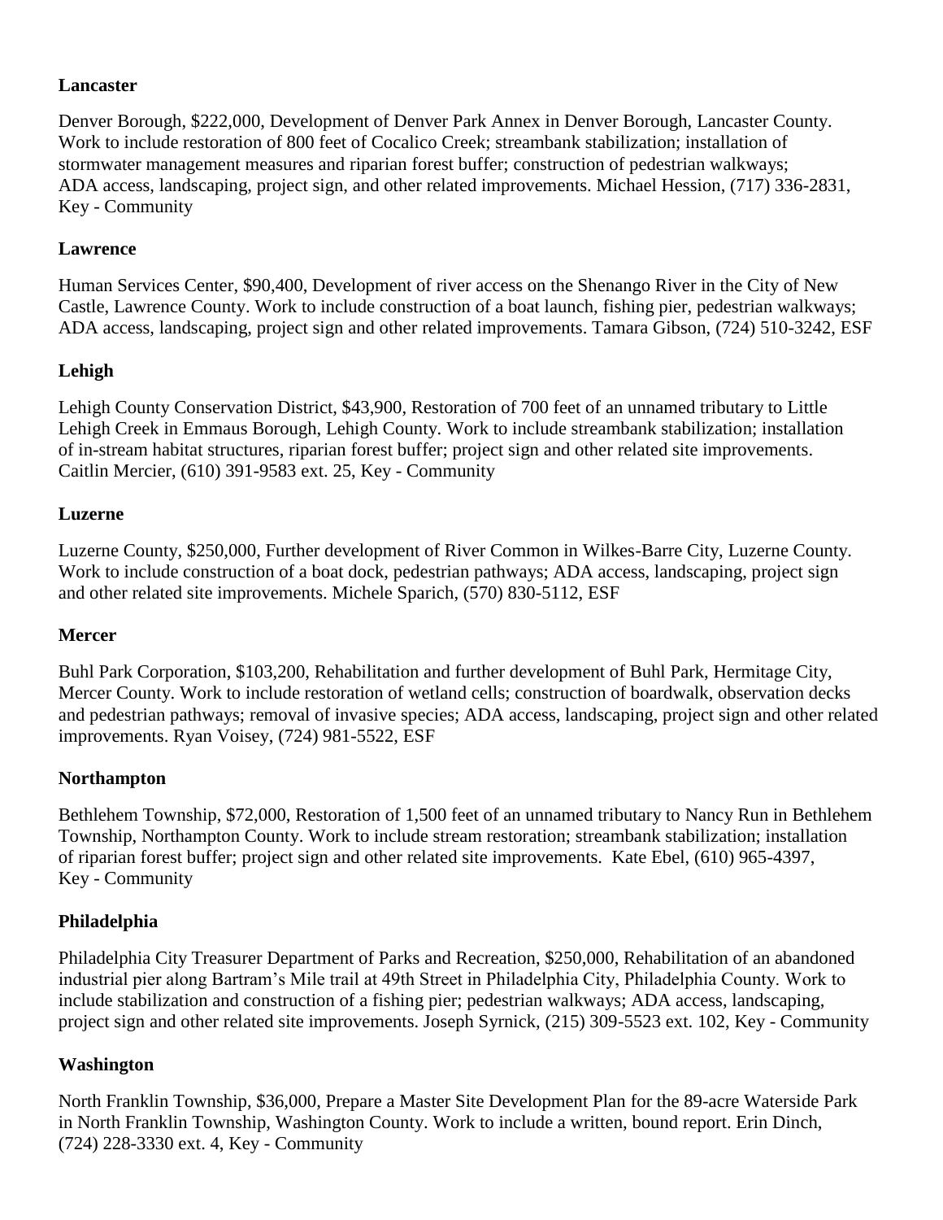**Lancaster**

Denver Borough, $222,000, Development of Denver Park Annex in Denver Borough, Lancaster County. Work to include restoration of 800 feet of Cocalico Creek; streambank stabilization; installation of stormwater management measures and riparian forest buffer; construction of pedestrian walkways; ADA access, landscaping, project sign, and other related improvements. Michael Hession, (717) 336-2831, Key - Community

**Lawrence**

Human Services Center, $90,400, Development of river access on the Shenango River in the City of New Castle, Lawrence County. Work to include construction of a boat launch, fishing pier, pedestrian walkways; ADA access, landscaping, project sign and other related improvements. Tamara Gibson, (724) 510-3242, ESF

**Lehigh**

Lehigh County Conservation District, $43,900, Restoration of 700 feet of an unnamed tributary to Little Lehigh Creek in Emmaus Borough, Lehigh County. Work to include streambank stabilization; installation of in-stream habitat structures, riparian forest buffer; project sign and other related site improvements. Caitlin Mercier, (610) 391-9583 ext. 25, Key - Community

**Luzerne**

Luzerne County, $250,000, Further development of River Common in Wilkes-Barre City, Luzerne County. Work to include construction of a boat dock, pedestrian pathways; ADA access, landscaping, project sign and other related site improvements. Michele Sparich, (570) 830-5112, ESF

**Mercer**

Buhl Park Corporation, $103,200, Rehabilitation and further development of Buhl Park, Hermitage City, Mercer County. Work to include restoration of wetland cells; construction of boardwalk, observation decks and pedestrian pathways; removal of invasive species; ADA access, landscaping, project sign and other related improvements. Ryan Voisey, (724) 981-5522, ESF

**Northampton**

Bethlehem Township, $72,000, Restoration of 1,500 feet of an unnamed tributary to Nancy Run in Bethlehem Township, Northampton County. Work to include stream restoration; streambank stabilization; installation of riparian forest buffer; project sign and other related site improvements. Kate Ebel, (610) 965-4397, Key - Community

**Philadelphia**

Philadelphia City Treasurer Department of Parks and Recreation, $250,000, Rehabilitation of an abandoned industrial pier along Bartram's Mile trail at 49th Street in Philadelphia City, Philadelphia County. Work to include stabilization and construction of a fishing pier; pedestrian walkways; ADA access, landscaping, project sign and other related site improvements. Joseph Syrnick, (215) 309-5523 ext. 102, Key - Community

**Washington**

North Franklin Township, $36,000, Prepare a Master Site Development Plan for the 89-acre Waterside Park in North Franklin Township, Washington County. Work to include a written, bound report. Erin Dinch, (724) 228-3330 ext. 4, Key - Community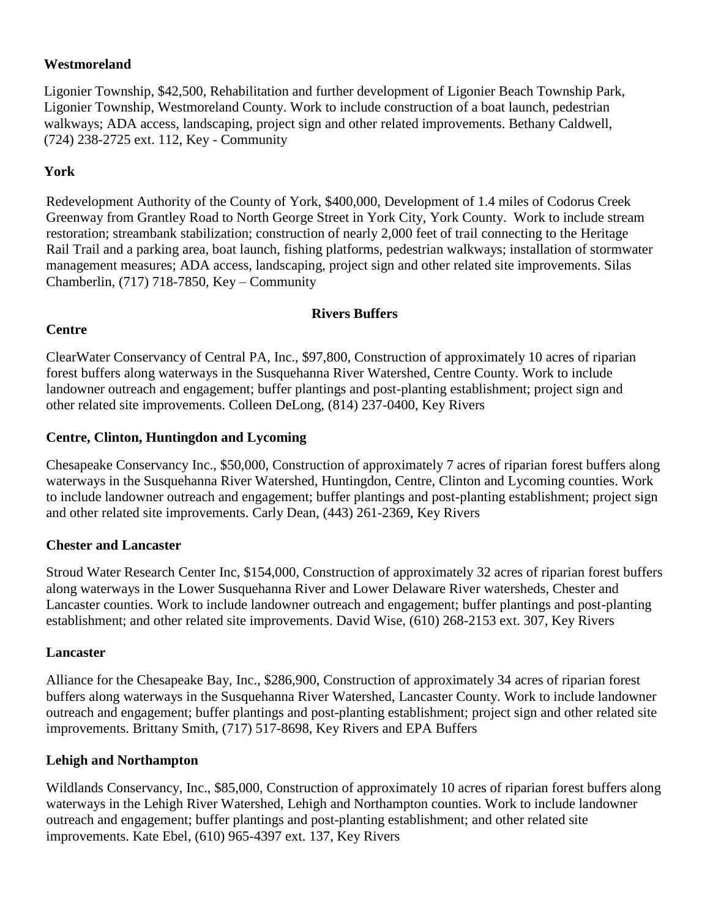**Westmoreland**

Ligonier Township, $42,500, Rehabilitation and further development of Ligonier Beach Township Park, Ligonier Township, Westmoreland County. Work to include construction of a boat launch, pedestrian walkways; ADA access, landscaping, project sign and other related improvements. Bethany Caldwell, (724) 238-2725 ext. 112, Key - Community

**York**

Redevelopment Authority of the County of York, $400,000, Development of 1.4 miles of Codorus Creek Greenway from Grantley Road to North George Street in York City, York County. Work to include stream restoration; streambank stabilization; construction of nearly 2,000 feet of trail connecting to the Heritage Rail Trail and a parking area, boat launch, fishing platforms, pedestrian walkways; installation of stormwater management measures; ADA access, landscaping, project sign and other related site improvements. Silas Chamberlin, (717) 718-7850, Key – Community

## Rivers Buffers

**Centre**

ClearWater Conservancy of Central PA, Inc., $97,800, Construction of approximately 10 acres of riparian forest buffers along waterways in the Susquehanna River Watershed, Centre County. Work to include landowner outreach and engagement; buffer plantings and post-planting establishment; project sign and other related site improvements. Colleen DeLong, (814) 237-0400, Key Rivers

**Centre, Clinton, Huntingdon and Lycoming**

Chesapeake Conservancy Inc., $50,000, Construction of approximately 7 acres of riparian forest buffers along waterways in the Susquehanna River Watershed, Huntingdon, Centre, Clinton and Lycoming counties. Work to include landowner outreach and engagement; buffer plantings and post-planting establishment; project sign and other related site improvements. Carly Dean, (443) 261-2369, Key Rivers

**Chester and Lancaster**

Stroud Water Research Center Inc, $154,000, Construction of approximately 32 acres of riparian forest buffers along waterways in the Lower Susquehanna River and Lower Delaware River watersheds, Chester and Lancaster counties. Work to include landowner outreach and engagement; buffer plantings and post-planting establishment; and other related site improvements. David Wise, (610) 268-2153 ext. 307, Key Rivers

**Lancaster**

Alliance for the Chesapeake Bay, Inc., $286,900, Construction of approximately 34 acres of riparian forest buffers along waterways in the Susquehanna River Watershed, Lancaster County. Work to include landowner outreach and engagement; buffer plantings and post-planting establishment; project sign and other related site improvements. Brittany Smith, (717) 517-8698, Key Rivers and EPA Buffers

**Lehigh and Northampton**

Wildlands Conservancy, Inc., $85,000, Construction of approximately 10 acres of riparian forest buffers along waterways in the Lehigh River Watershed, Lehigh and Northampton counties. Work to include landowner outreach and engagement; buffer plantings and post-planting establishment; and other related site improvements. Kate Ebel, (610) 965-4397 ext. 137, Key Rivers